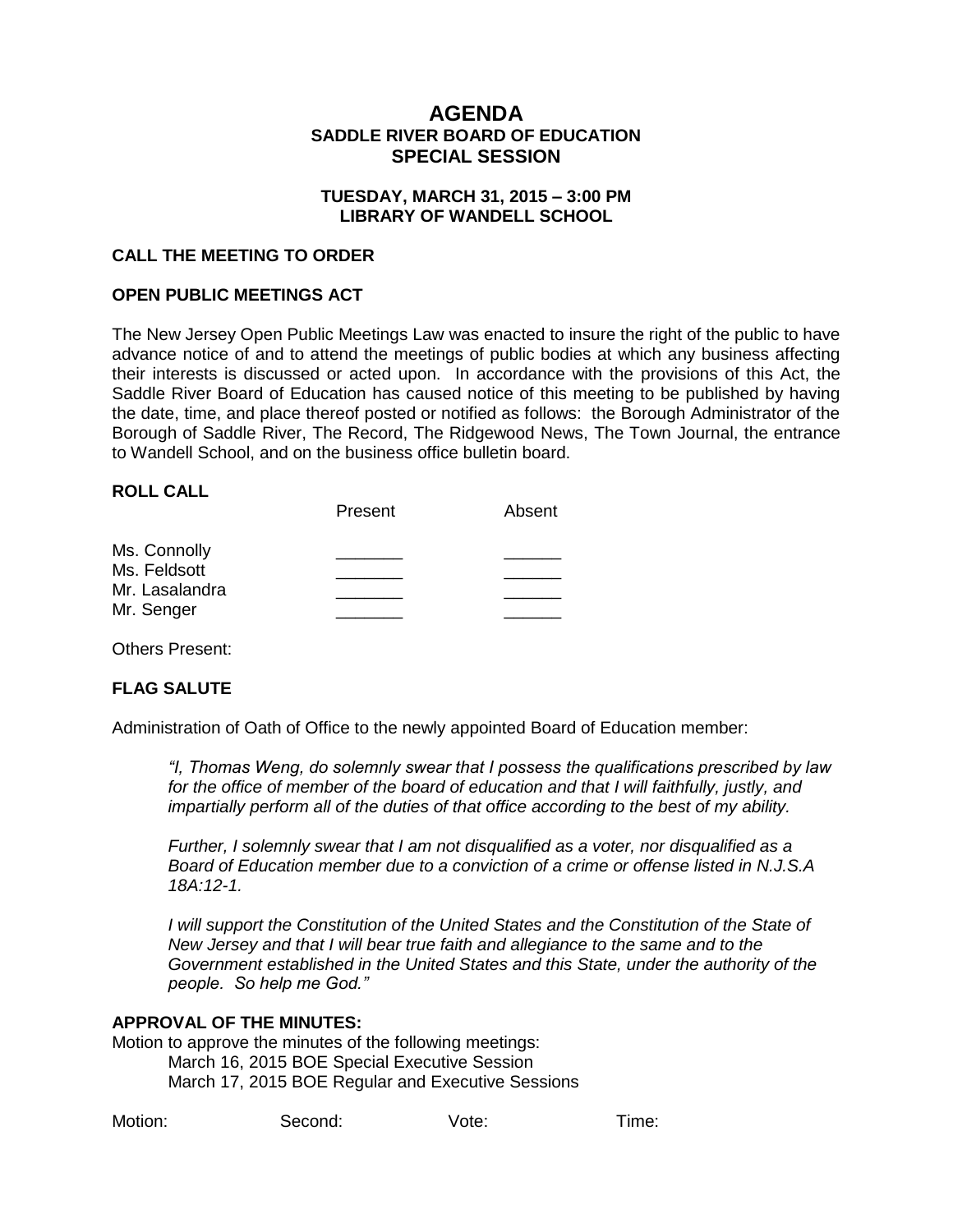# AGENDA
## SADDLE RIVER BOARD OF EDUCATION
## SPECIAL SESSION

**TUESDAY, MARCH 31, 2015 – 3:00 PM**
**LIBRARY OF WANDELL SCHOOL**

**CALL THE MEETING TO ORDER**

**OPEN PUBLIC MEETINGS ACT**

The New Jersey Open Public Meetings Law was enacted to insure the right of the public to have advance notice of and to attend the meetings of public bodies at which any business affecting their interests is discussed or acted upon. In accordance with the provisions of this Act, the Saddle River Board of Education has caused notice of this meeting to be published by having the date, time, and place thereof posted or notified as follows: the Borough Administrator of the Borough of Saddle River, The Record, The Ridgewood News, The Town Journal, the entrance to Wandell School, and on the business office bulletin board.

**ROLL CALL**

| | Present | Absent |
|---|---|---|
| Ms. Connolly | _______ | ______ |
| Ms. Feldsott | _______ | ______ |
| Mr. Lasalandra | _______ | ______ |
| Mr. Senger | _______ | ______ |

Others Present:

**FLAG SALUTE**

Administration of Oath of Office to the newly appointed Board of Education member:

> *"I, Thomas Weng, do solemnly swear that I possess the qualifications prescribed by law for the office of member of the board of education and that I will faithfully, justly, and impartially perform all of the duties of that office according to the best of my ability.*
>
> *Further, I solemnly swear that I am not disqualified as a voter, nor disqualified as a Board of Education member due to a conviction of a crime or offense listed in N.J.S.A 18A:12-1.*
>
> *I will support the Constitution of the United States and the Constitution of the State of New Jersey and that I will bear true faith and allegiance to the same and to the Government established in the United States and this State, under the authority of the people. So help me God."*

**APPROVAL OF THE MINUTES:**

Motion to approve the minutes of the following meetings:
March 16, 2015 BOE Special Executive Session
March 17, 2015 BOE Regular and Executive Sessions

Motion: Second: Vote: Time: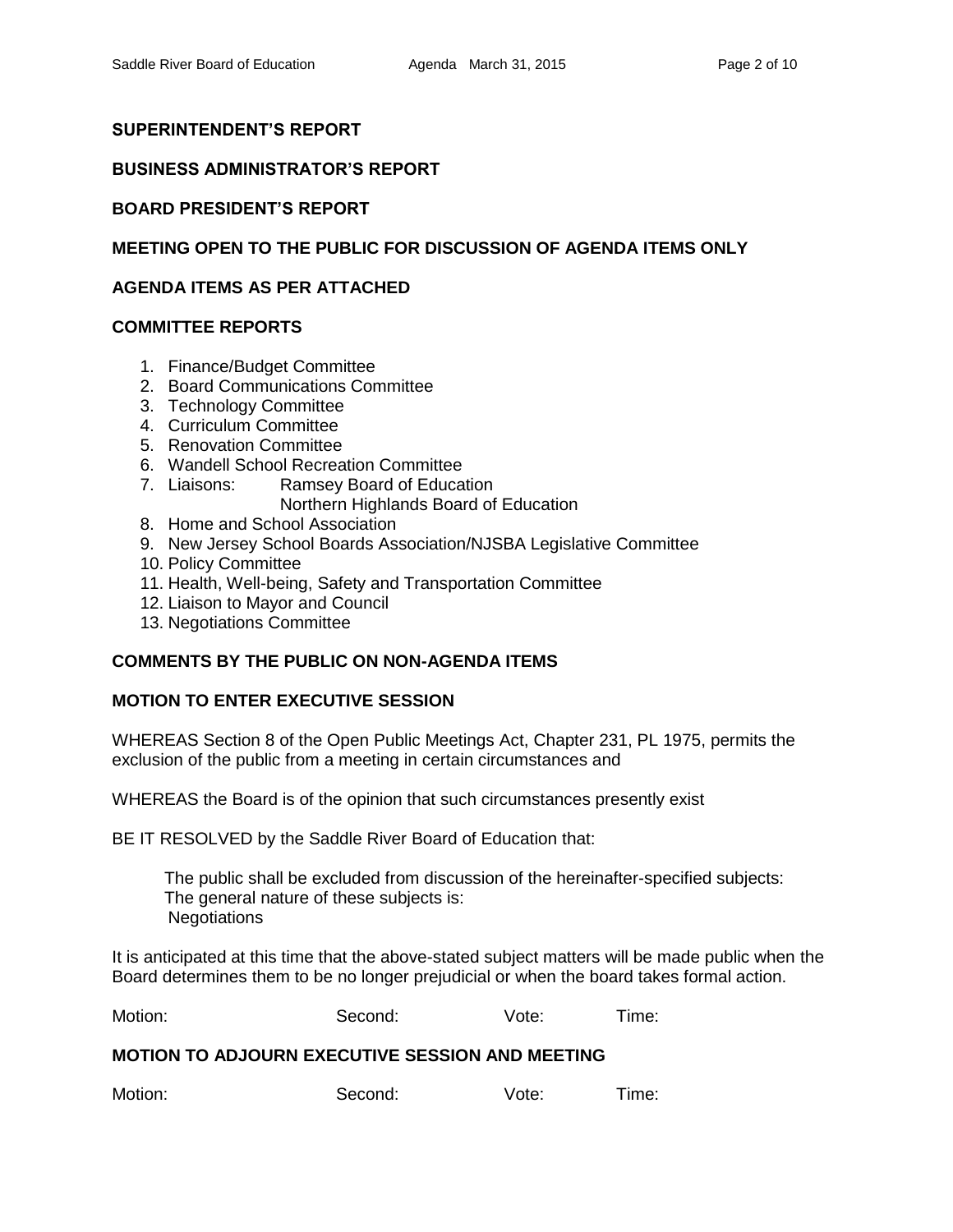## SUPERINTENDENT'S REPORT

## BUSINESS ADMINISTRATOR'S REPORT

## BOARD PRESIDENT'S REPORT

## MEETING OPEN TO THE PUBLIC FOR DISCUSSION OF AGENDA ITEMS ONLY

## AGENDA ITEMS AS PER ATTACHED

## COMMITTEE REPORTS

1. Finance/Budget Committee
2. Board Communications Committee
3. Technology Committee
4. Curriculum Committee
5. Renovation Committee
6. Wandell School Recreation Committee
7. Liaisons: Ramsey Board of Education
   Northern Highlands Board of Education
8. Home and School Association
9. New Jersey School Boards Association/NJSBA Legislative Committee
10. Policy Committee
11. Health, Well-being, Safety and Transportation Committee
12. Liaison to Mayor and Council
13. Negotiations Committee

## COMMENTS BY THE PUBLIC ON NON-AGENDA ITEMS

## MOTION TO ENTER EXECUTIVE SESSION

WHEREAS Section 8 of the Open Public Meetings Act, Chapter 231, PL 1975, permits the exclusion of the public from a meeting in certain circumstances and

WHEREAS the Board is of the opinion that such circumstances presently exist

BE IT RESOLVED by the Saddle River Board of Education that:

> The public shall be excluded from discussion of the hereinafter-specified subjects:
> The general nature of these subjects is:
> Negotiations

It is anticipated at this time that the above-stated subject matters will be made public when the Board determines them to be no longer prejudicial or when the board takes formal action.

Motion: Second: Vote: Time:

## MOTION TO ADJOURN EXECUTIVE SESSION AND MEETING

Motion: Second: Vote: Time: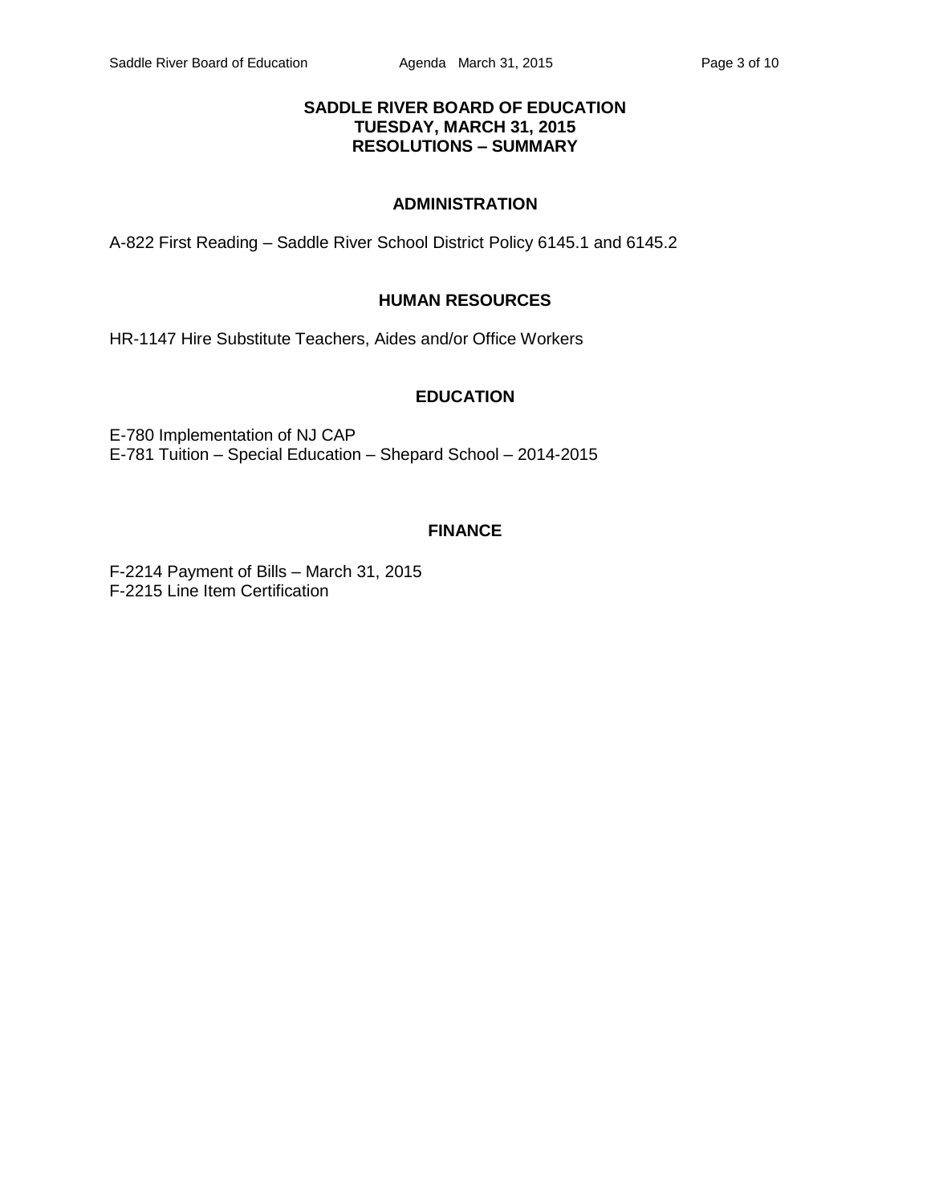# SADDLE RIVER BOARD OF EDUCATION
## TUESDAY, MARCH 31, 2015
## RESOLUTIONS – SUMMARY

### ADMINISTRATION

A-822 First Reading – Saddle River School District Policy 6145.1 and 6145.2

### HUMAN RESOURCES

HR-1147 Hire Substitute Teachers, Aides and/or Office Workers

### EDUCATION

E-780 Implementation of NJ CAP
E-781 Tuition – Special Education – Shepard School – 2014-2015

### FINANCE

F-2214 Payment of Bills – March 31, 2015
F-2215 Line Item Certification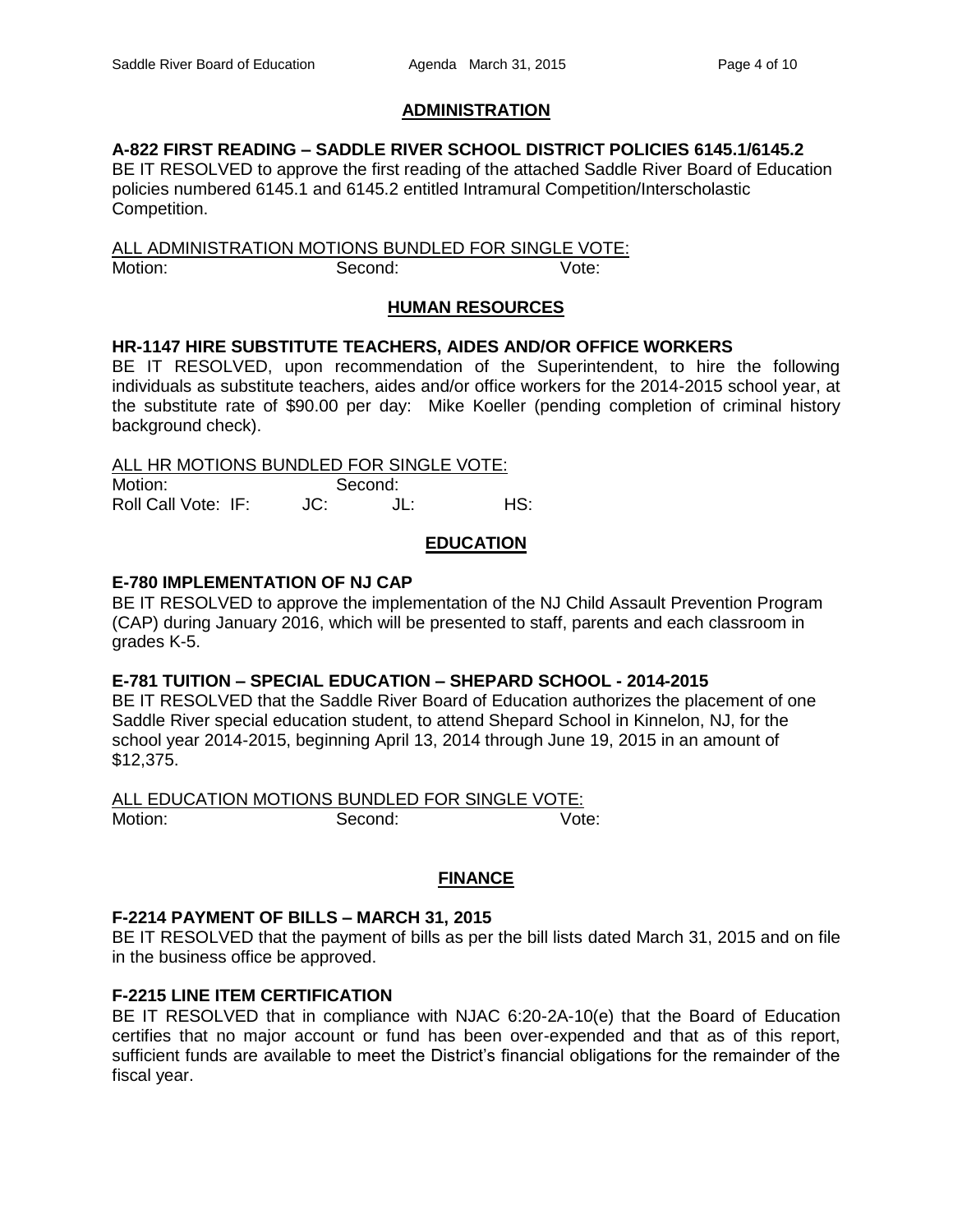## ADMINISTRATION

**A-822 FIRST READING – SADDLE RIVER SCHOOL DISTRICT POLICIES 6145.1/6145.2**

BE IT RESOLVED to approve the first reading of the attached Saddle River Board of Education policies numbered 6145.1 and 6145.2 entitled Intramural Competition/Interscholastic Competition.

ALL ADMINISTRATION MOTIONS BUNDLED FOR SINGLE VOTE:

Motion: Second: Vote:

## HUMAN RESOURCES

**HR-1147 HIRE SUBSTITUTE TEACHERS, AIDES AND/OR OFFICE WORKERS**

BE IT RESOLVED, upon recommendation of the Superintendent, to hire the following individuals as substitute teachers, aides and/or office workers for the 2014-2015 school year, at the substitute rate of $90.00 per day: Mike Koeller (pending completion of criminal history background check).

ALL HR MOTIONS BUNDLED FOR SINGLE VOTE:

Motion: Second:

Roll Call Vote: IF: JC: JL: HS:

## EDUCATION

**E-780 IMPLEMENTATION OF NJ CAP**

BE IT RESOLVED to approve the implementation of the NJ Child Assault Prevention Program (CAP) during January 2016, which will be presented to staff, parents and each classroom in grades K-5.

**E-781 TUITION – SPECIAL EDUCATION – SHEPARD SCHOOL - 2014-2015**

BE IT RESOLVED that the Saddle River Board of Education authorizes the placement of one Saddle River special education student, to attend Shepard School in Kinnelon, NJ, for the school year 2014-2015, beginning April 13, 2014 through June 19, 2015 in an amount of $12,375.

ALL EDUCATION MOTIONS BUNDLED FOR SINGLE VOTE:

Motion: Second: Vote:

## FINANCE

**F-2214 PAYMENT OF BILLS – MARCH 31, 2015**

BE IT RESOLVED that the payment of bills as per the bill lists dated March 31, 2015 and on file in the business office be approved.

**F-2215 LINE ITEM CERTIFICATION**

BE IT RESOLVED that in compliance with NJAC 6:20-2A-10(e) that the Board of Education certifies that no major account or fund has been over-expended and that as of this report, sufficient funds are available to meet the District's financial obligations for the remainder of the fiscal year.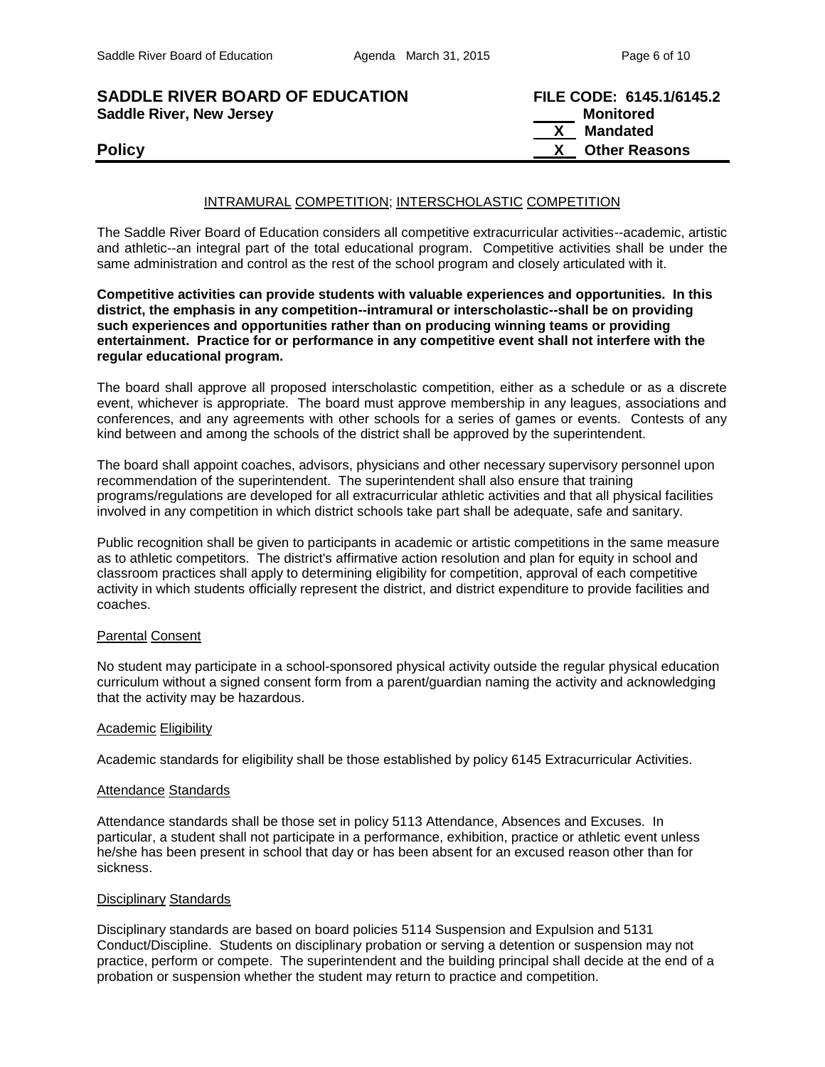**SADDLE RIVER BOARD OF EDUCATION** **FILE CODE: 6145.1/6145.2**
**Saddle River, New Jersey**

\_\_\_\_\_ **Monitored**
\_\_X\_\_ **Mandated**
\_\_X\_\_ **Other Reasons**

**Policy**

## INTRAMURAL COMPETITION; INTERSCHOLASTIC COMPETITION

The Saddle River Board of Education considers all competitive extracurricular activities--academic, artistic and athletic--an integral part of the total educational program. Competitive activities shall be under the same administration and control as the rest of the school program and closely articulated with it.

**Competitive activities can provide students with valuable experiences and opportunities. In this district, the emphasis in any competition--intramural or interscholastic--shall be on providing such experiences and opportunities rather than on producing winning teams or providing entertainment. Practice for or performance in any competitive event shall not interfere with the regular educational program.**

The board shall approve all proposed interscholastic competition, either as a schedule or as a discrete event, whichever is appropriate. The board must approve membership in any leagues, associations and conferences, and any agreements with other schools for a series of games or events. Contests of any kind between and among the schools of the district shall be approved by the superintendent.

The board shall appoint coaches, advisors, physicians and other necessary supervisory personnel upon recommendation of the superintendent. The superintendent shall also ensure that training programs/regulations are developed for all extracurricular athletic activities and that all physical facilities involved in any competition in which district schools take part shall be adequate, safe and sanitary.

Public recognition shall be given to participants in academic or artistic competitions in the same measure as to athletic competitors. The district's affirmative action resolution and plan for equity in school and classroom practices shall apply to determining eligibility for competition, approval of each competitive activity in which students officially represent the district, and district expenditure to provide facilities and coaches.

### Parental Consent

No student may participate in a school-sponsored physical activity outside the regular physical education curriculum without a signed consent form from a parent/guardian naming the activity and acknowledging that the activity may be hazardous.

### Academic Eligibility

Academic standards for eligibility shall be those established by policy 6145 Extracurricular Activities.

### Attendance Standards

Attendance standards shall be those set in policy 5113 Attendance, Absences and Excuses. In particular, a student shall not participate in a performance, exhibition, practice or athletic event unless he/she has been present in school that day or has been absent for an excused reason other than for sickness.

### Disciplinary Standards

Disciplinary standards are based on board policies 5114 Suspension and Expulsion and 5131 Conduct/Discipline. Students on disciplinary probation or serving a detention or suspension may not practice, perform or compete. The superintendent and the building principal shall decide at the end of a probation or suspension whether the student may return to practice and competition.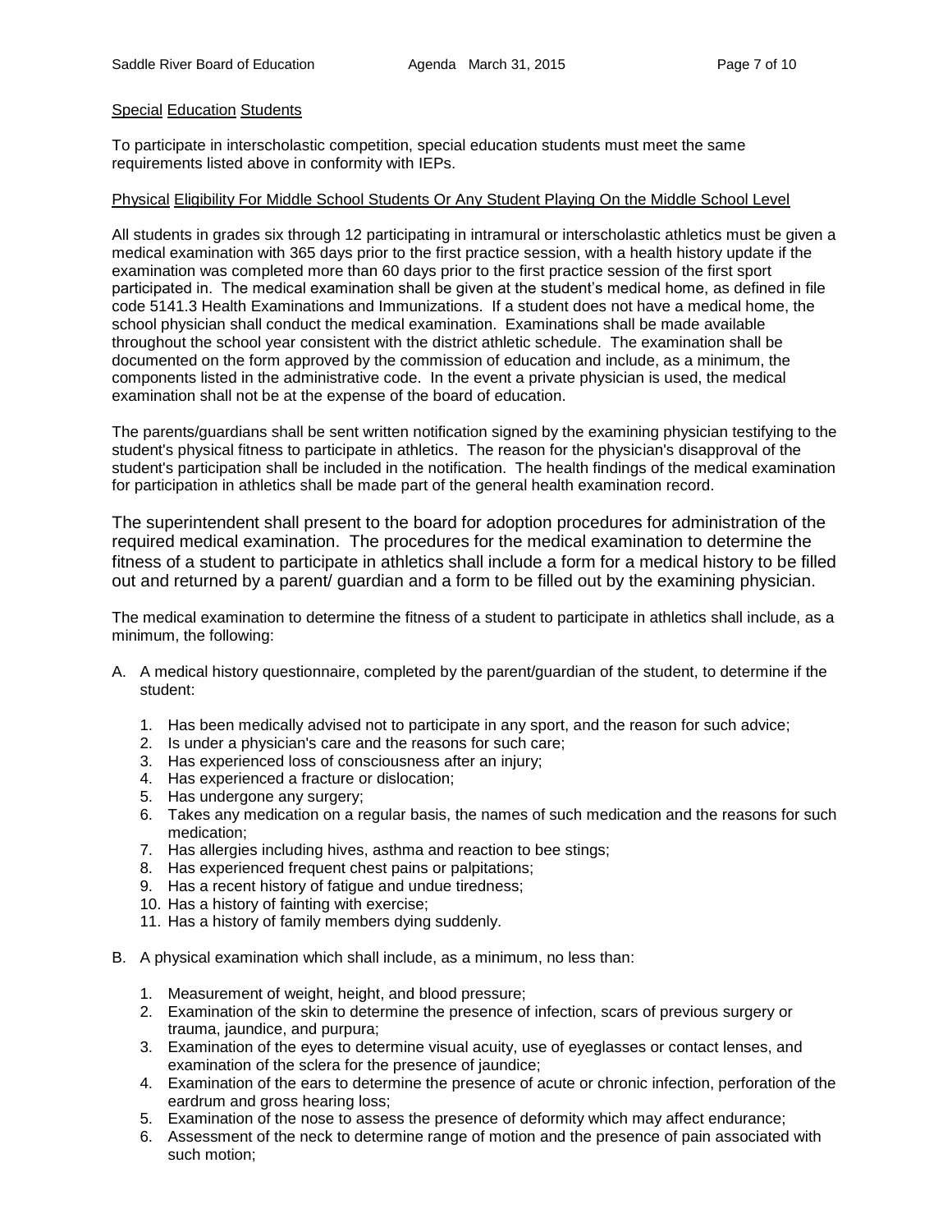Special Education Students

To participate in interscholastic competition, special education students must meet the same requirements listed above in conformity with IEPs.

Physical Eligibility For Middle School Students Or Any Student Playing On the Middle School Level

All students in grades six through 12 participating in intramural or interscholastic athletics must be given a medical examination with 365 days prior to the first practice session, with a health history update if the examination was completed more than 60 days prior to the first practice session of the first sport participated in. The medical examination shall be given at the student's medical home, as defined in file code 5141.3 Health Examinations and Immunizations. If a student does not have a medical home, the school physician shall conduct the medical examination. Examinations shall be made available throughout the school year consistent with the district athletic schedule. The examination shall be documented on the form approved by the commission of education and include, as a minimum, the components listed in the administrative code. In the event a private physician is used, the medical examination shall not be at the expense of the board of education.

The parents/guardians shall be sent written notification signed by the examining physician testifying to the student's physical fitness to participate in athletics. The reason for the physician's disapproval of the student's participation shall be included in the notification. The health findings of the medical examination for participation in athletics shall be made part of the general health examination record.

The superintendent shall present to the board for adoption procedures for administration of the required medical examination. The procedures for the medical examination to determine the fitness of a student to participate in athletics shall include a form for a medical history to be filled out and returned by a parent/ guardian and a form to be filled out by the examining physician.

The medical examination to determine the fitness of a student to participate in athletics shall include, as a minimum, the following:

A. A medical history questionnaire, completed by the parent/guardian of the student, to determine if the student:

   1. Has been medically advised not to participate in any sport, and the reason for such advice;
   2. Is under a physician's care and the reasons for such care;
   3. Has experienced loss of consciousness after an injury;
   4. Has experienced a fracture or dislocation;
   5. Has undergone any surgery;
   6. Takes any medication on a regular basis, the names of such medication and the reasons for such medication;
   7. Has allergies including hives, asthma and reaction to bee stings;
   8. Has experienced frequent chest pains or palpitations;
   9. Has a recent history of fatigue and undue tiredness;
   10. Has a history of fainting with exercise;
   11. Has a history of family members dying suddenly.

B. A physical examination which shall include, as a minimum, no less than:

   1. Measurement of weight, height, and blood pressure;
   2. Examination of the skin to determine the presence of infection, scars of previous surgery or trauma, jaundice, and purpura;
   3. Examination of the eyes to determine visual acuity, use of eyeglasses or contact lenses, and examination of the sclera for the presence of jaundice;
   4. Examination of the ears to determine the presence of acute or chronic infection, perforation of the eardrum and gross hearing loss;
   5. Examination of the nose to assess the presence of deformity which may affect endurance;
   6. Assessment of the neck to determine range of motion and the presence of pain associated with such motion;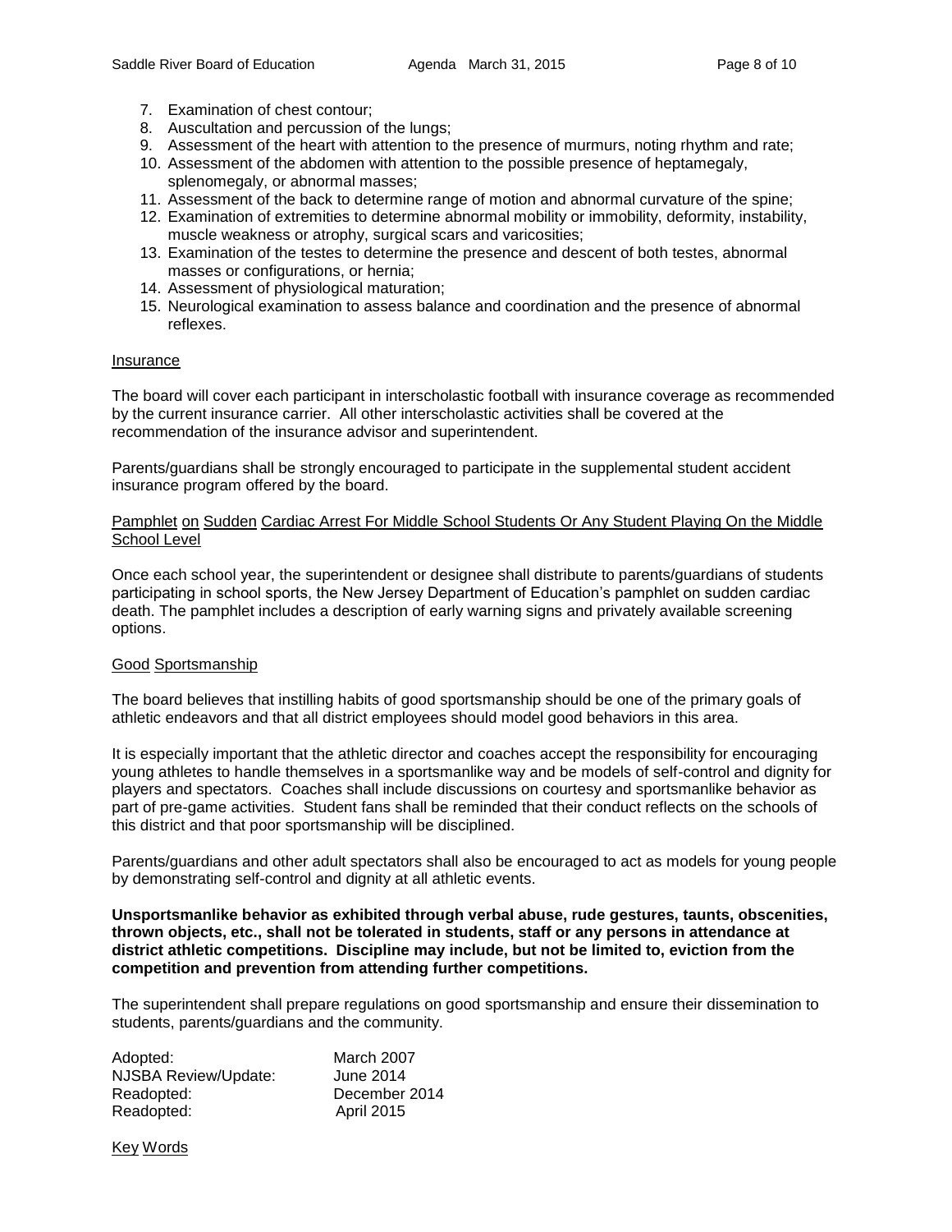7. Examination of chest contour;
8. Auscultation and percussion of the lungs;
9. Assessment of the heart with attention to the presence of murmurs, noting rhythm and rate;
10. Assessment of the abdomen with attention to the possible presence of heptamegaly, splenomegaly, or abnormal masses;
11. Assessment of the back to determine range of motion and abnormal curvature of the spine;
12. Examination of extremities to determine abnormal mobility or immobility, deformity, instability, muscle weakness or atrophy, surgical scars and varicosities;
13. Examination of the testes to determine the presence and descent of both testes, abnormal masses or configurations, or hernia;
14. Assessment of physiological maturation;
15. Neurological examination to assess balance and coordination and the presence of abnormal reflexes.

Insurance

The board will cover each participant in interscholastic football with insurance coverage as recommended by the current insurance carrier. All other interscholastic activities shall be covered at the recommendation of the insurance advisor and superintendent.

Parents/guardians shall be strongly encouraged to participate in the supplemental student accident insurance program offered by the board.

Pamphlet on Sudden Cardiac Arrest For Middle School Students Or Any Student Playing On the Middle School Level

Once each school year, the superintendent or designee shall distribute to parents/guardians of students participating in school sports, the New Jersey Department of Education's pamphlet on sudden cardiac death. The pamphlet includes a description of early warning signs and privately available screening options.

Good Sportsmanship

The board believes that instilling habits of good sportsmanship should be one of the primary goals of athletic endeavors and that all district employees should model good behaviors in this area.

It is especially important that the athletic director and coaches accept the responsibility for encouraging young athletes to handle themselves in a sportsmanlike way and be models of self-control and dignity for players and spectators. Coaches shall include discussions on courtesy and sportsmanlike behavior as part of pre-game activities. Student fans shall be reminded that their conduct reflects on the schools of this district and that poor sportsmanship will be disciplined.

Parents/guardians and other adult spectators shall also be encouraged to act as models for young people by demonstrating self-control and dignity at all athletic events.

**Unsportsmanlike behavior as exhibited through verbal abuse, rude gestures, taunts, obscenities, thrown objects, etc., shall not be tolerated in students, staff or any persons in attendance at district athletic competitions. Discipline may include, but not be limited to, eviction from the competition and prevention from attending further competitions.**

The superintendent shall prepare regulations on good sportsmanship and ensure their dissemination to students, parents/guardians and the community.

| | |
|---|---|
| Adopted: | March 2007 |
| NJSBA Review/Update: | June 2014 |
| Readopted: | December 2014 |
| Readopted: | April 2015 |

Key Words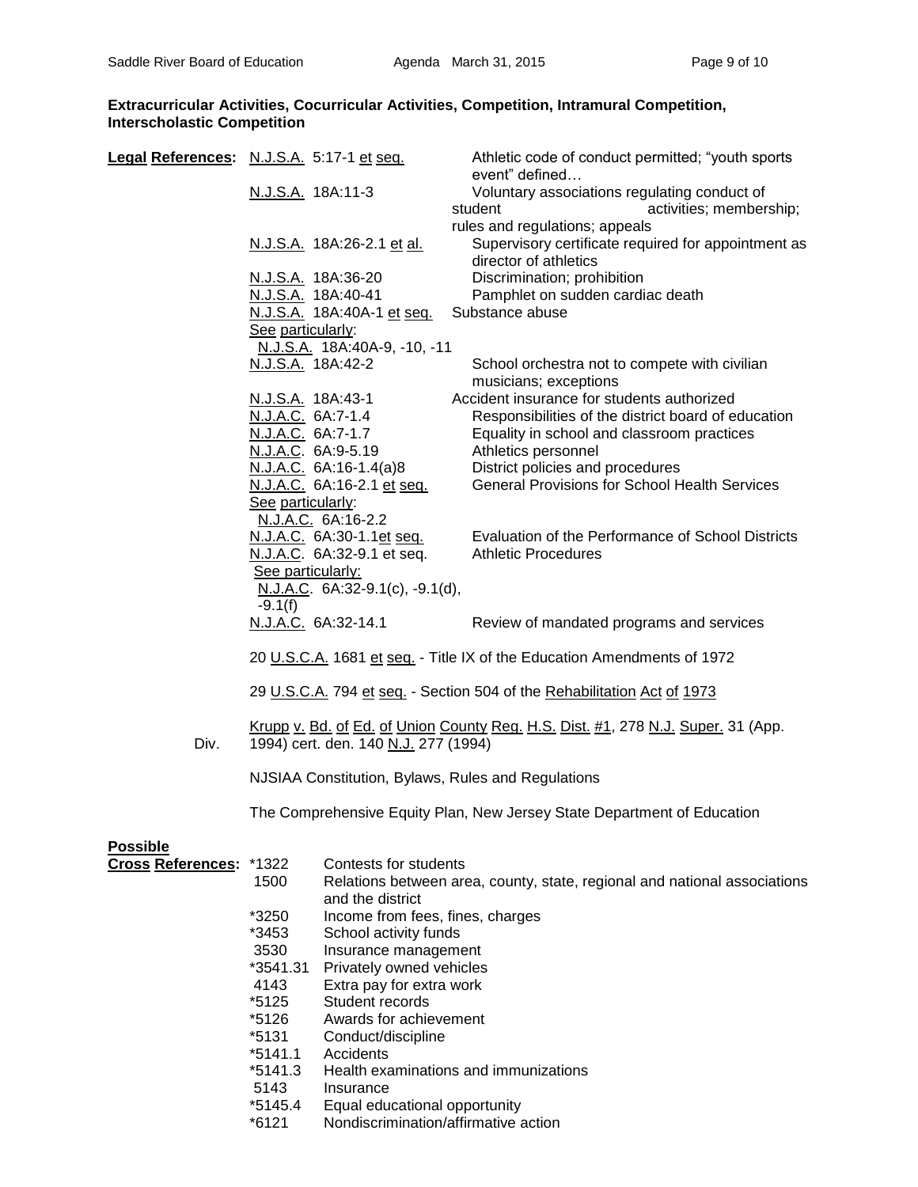**Extracurricular Activities, Cocurricular Activities, Competition, Intramural Competition, Interscholastic Competition**

**Legal References:**

| | |
|---|---|
| N.J.S.A. 5:17-1 et seq. | Athletic code of conduct permitted; "youth sports event" defined… |
| N.J.S.A. 18A:11-3 | Voluntary associations regulating conduct of student activities; membership; rules and regulations; appeals |
| N.J.S.A. 18A:26-2.1 et al. | Supervisory certificate required for appointment as director of athletics |
| N.J.S.A. 18A:36-20 | Discrimination; prohibition |
| N.J.S.A. 18A:40-41 | Pamphlet on sudden cardiac death |
| N.J.S.A. 18A:40A-1 et seq. | Substance abuse |
| See particularly: N.J.S.A. 18A:40A-9, -10, -11 | |
| N.J.S.A. 18A:42-2 | School orchestra not to compete with civilian musicians; exceptions |
| N.J.S.A. 18A:43-1 | Accident insurance for students authorized |
| N.J.A.C. 6A:7-1.4 | Responsibilities of the district board of education |
| N.J.A.C. 6A:7-1.7 | Equality in school and classroom practices |
| N.J.A.C. 6A:9-5.19 | Athletics personnel |
| N.J.A.C. 6A:16-1.4(a)8 | District policies and procedures |
| N.J.A.C. 6A:16-2.1 et seq. | General Provisions for School Health Services |
| See particularly: N.J.A.C. 6A:16-2.2 | |
| N.J.A.C. 6A:30-1.1et seq. | Evaluation of the Performance of School Districts |
| N.J.A.C. 6A:32-9.1 et seq. | Athletic Procedures |
| See particularly: N.J.A.C. 6A:32-9.1(c), -9.1(d), -9.1(f) | |
| N.J.A.C. 6A:32-14.1 | Review of mandated programs and services |

20 U.S.C.A. 1681 et seq. - Title IX of the Education Amendments of 1972

29 U.S.C.A. 794 et seq. - Section 504 of the Rehabilitation Act of 1973

Krupp v. Bd. of Ed. of Union County Reg. H.S. Dist. #1, 278 N.J. Super. 31 (App. Div. 1994) cert. den. 140 N.J. 277 (1994)

NJSIAA Constitution, Bylaws, Rules and Regulations

The Comprehensive Equity Plan, New Jersey State Department of Education

**Possible Cross References:**

| | |
|---|---|
| *1322 | Contests for students |
| 1500 | Relations between area, county, state, regional and national associations and the district |
| *3250 | Income from fees, fines, charges |
| *3453 | School activity funds |
| 3530 | Insurance management |
| *3541.31 | Privately owned vehicles |
| 4143 | Extra pay for extra work |
| *5125 | Student records |
| *5126 | Awards for achievement |
| *5131 | Conduct/discipline |
| *5141.1 | Accidents |
| *5141.3 | Health examinations and immunizations |
| 5143 | Insurance |
| *5145.4 | Equal educational opportunity |
| *6121 | Nondiscrimination/affirmative action |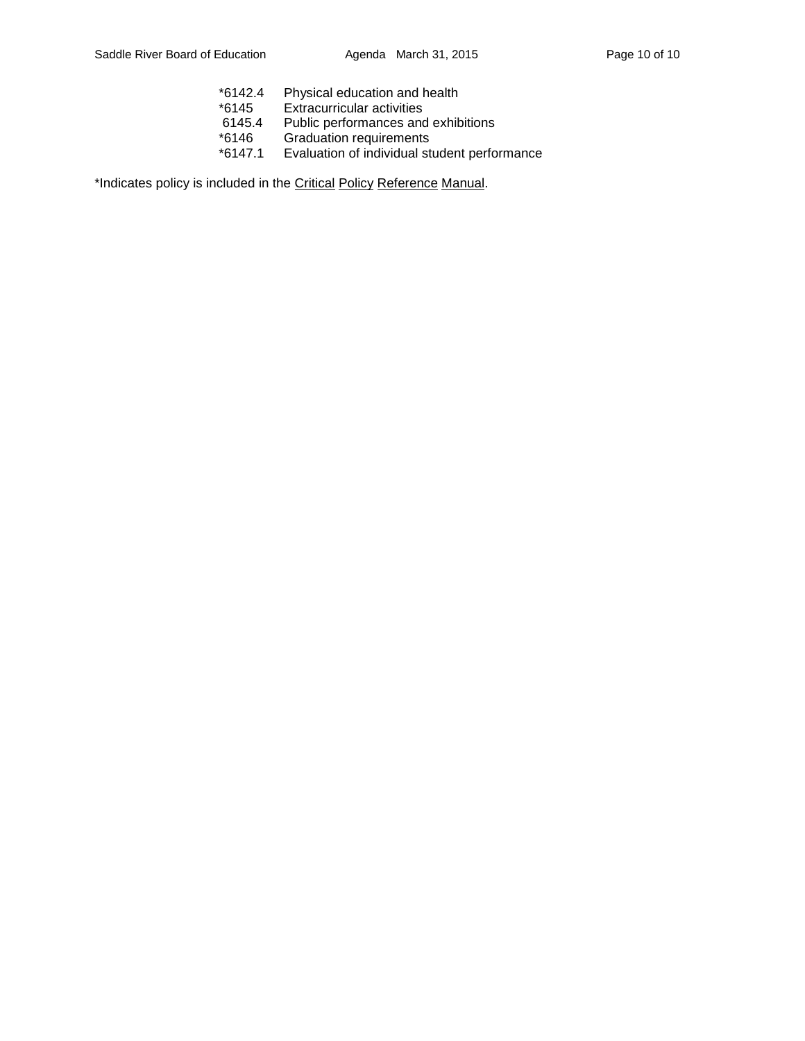*6142.4 Physical education and health
*6145 Extracurricular activities
6145.4 Public performances and exhibitions
*6146 Graduation requirements
*6147.1 Evaluation of individual student performance

*Indicates policy is included in the Critical Policy Reference Manual.